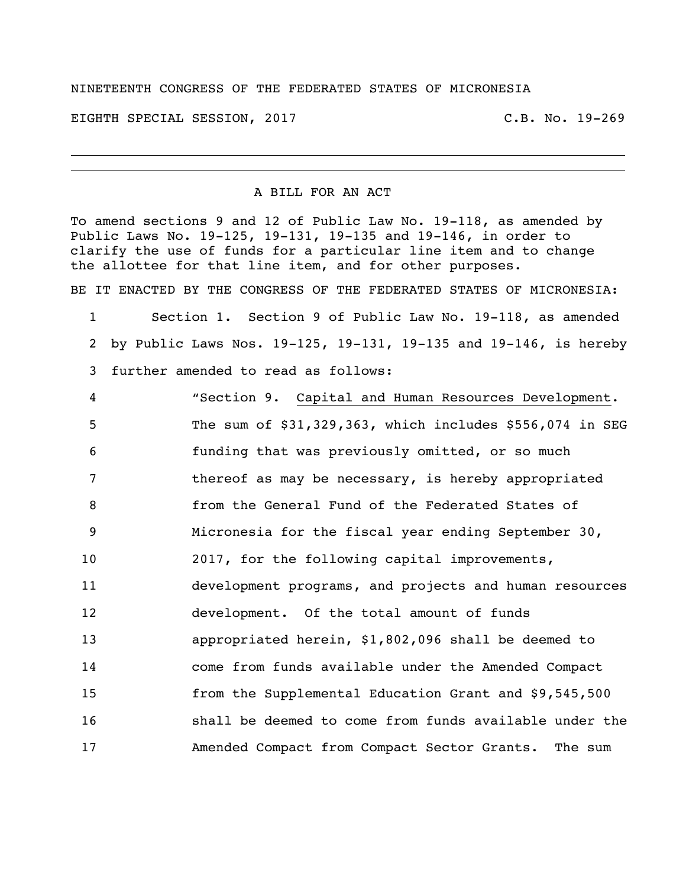NINETEENTH CONGRESS OF THE FEDERATED STATES OF MICRONESIA

EIGHTH SPECIAL SESSION, 2017 C.B. No. 19-269

---

A BILL FOR AN ACT

To amend sections 9 and 12 of Public Law No. 19-118, as amended by Public Laws No. 19-125, 19-131, 19-135 and 19-146, in order to clarify the use of funds for a particular line item and to change the allottee for that line item, and for other purposes.

BE IT ENACTED BY THE CONGRESS OF THE FEDERATED STATES OF MICRONESIA:

1 Section 1. Section 9 of Public Law No. 19-118, as amended
2 by Public Laws Nos. 19-125, 19-131, 19-135 and 19-146, is hereby
3 further amended to read as follows:

4 "Section 9. Capital and Human Resources Development.
5 The sum of $31,329,363, which includes $556,074 in SEG
6 funding that was previously omitted, or so much
7 thereof as may be necessary, is hereby appropriated
8 from the General Fund of the Federated States of
9 Micronesia for the fiscal year ending September 30,
10 2017, for the following capital improvements,
11 development programs, and projects and human resources
12 development. Of the total amount of funds
13 appropriated herein, $1,802,096 shall be deemed to
14 come from funds available under the Amended Compact
15 from the Supplemental Education Grant and $9,545,500
16 shall be deemed to come from funds available under the
17 Amended Compact from Compact Sector Grants. The sum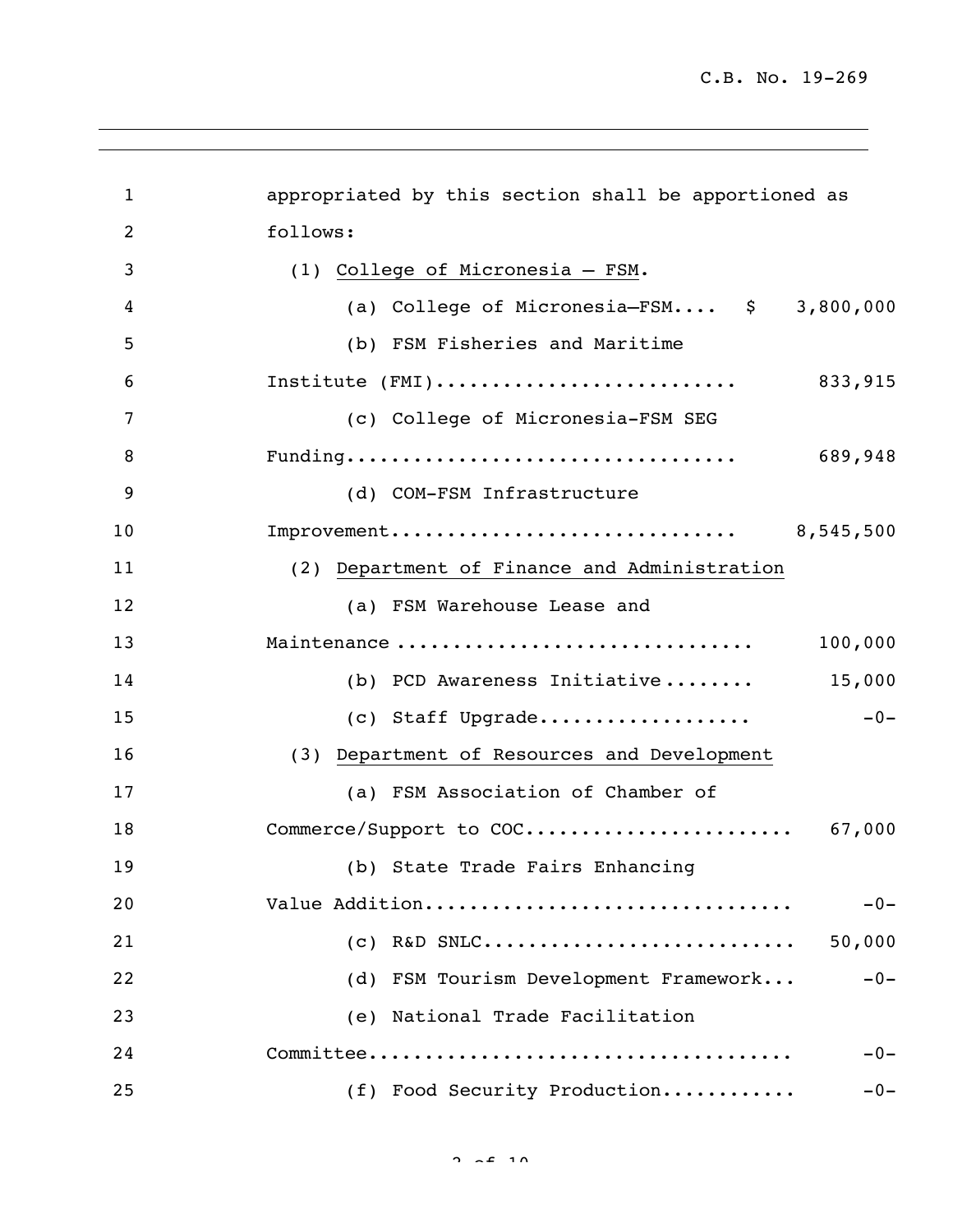appropriated by this section shall be apportioned as follows:

(1) College of Micronesia – FSM.

(a) College of Micronesia–FSM.... $ 3,800,000

(b) FSM Fisheries and Maritime Institute (FMI).......................... 833,915

(c) College of Micronesia-FSM SEG Funding.................................. 689,948

(d) COM-FSM Infrastructure Improvement.............................. 8,545,500

(2) Department of Finance and Administration

(a) FSM Warehouse Lease and Maintenance ............................... 100,000

(b) PCD Awareness Initiative........ 15,000

(c) Staff Upgrade.................. -0-

(3) Department of Resources and Development

(a) FSM Association of Chamber of Commerce/Support to COC....................... 67,000

(b) State Trade Fairs Enhancing Value Addition............................... -0-

(c) R&D SNLC........................... 50,000

(d) FSM Tourism Development Framework... -0-

(e) National Trade Facilitation Committee.................................... -0-

(f) Food Security Production............ -0-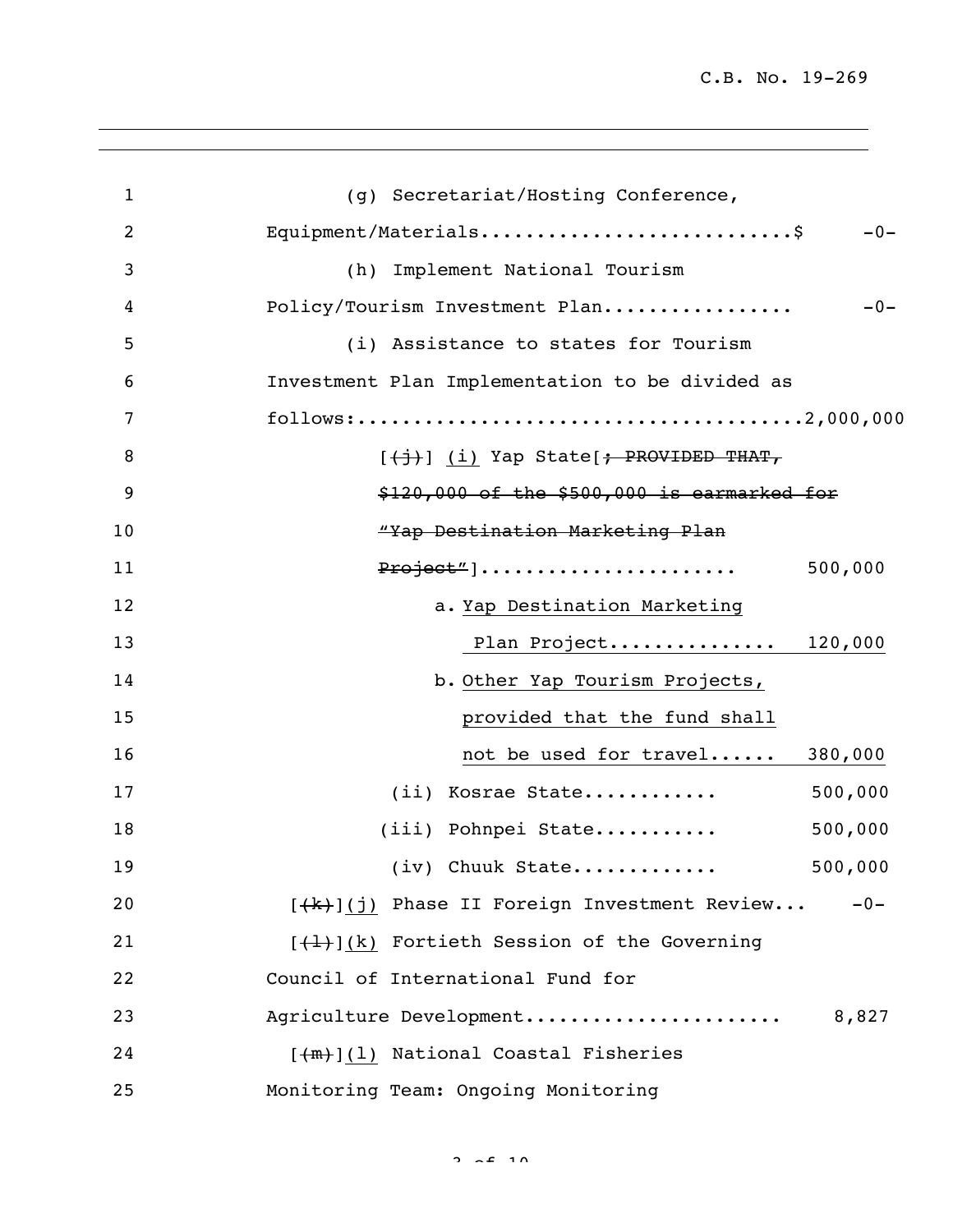(g) Secretariat/Hosting Conference, Equipment/Materials...........................$ -0-

(h) Implement National Tourism Policy/Tourism Investment Plan................. -0-

(i) Assistance to states for Tourism Investment Plan Implementation to be divided as follows:.......................................2,000,000

[~~(j)~~] (i) Yap State[~~; PROVIDED THAT, $120,000 of the $500,000 is earmarked for "Yap Destination Marketing Plan Project"~~]...................... 500,000

a. Yap Destination Marketing Plan Project............... 120,000

b. Other Yap Tourism Projects, provided that the fund shall not be used for travel...... 380,000

(ii) Kosrae State............ 500,000

(iii) Pohnpei State........... 500,000

(iv) Chuuk State............. 500,000

[~~(k)~~](j) Phase II Foreign Investment Review... -0-

[~~(l)~~](k) Fortieth Session of the Governing Council of International Fund for Agriculture Development...................... 8,827

[~~(m)~~](l) National Coastal Fisheries Monitoring Team: Ongoing Monitoring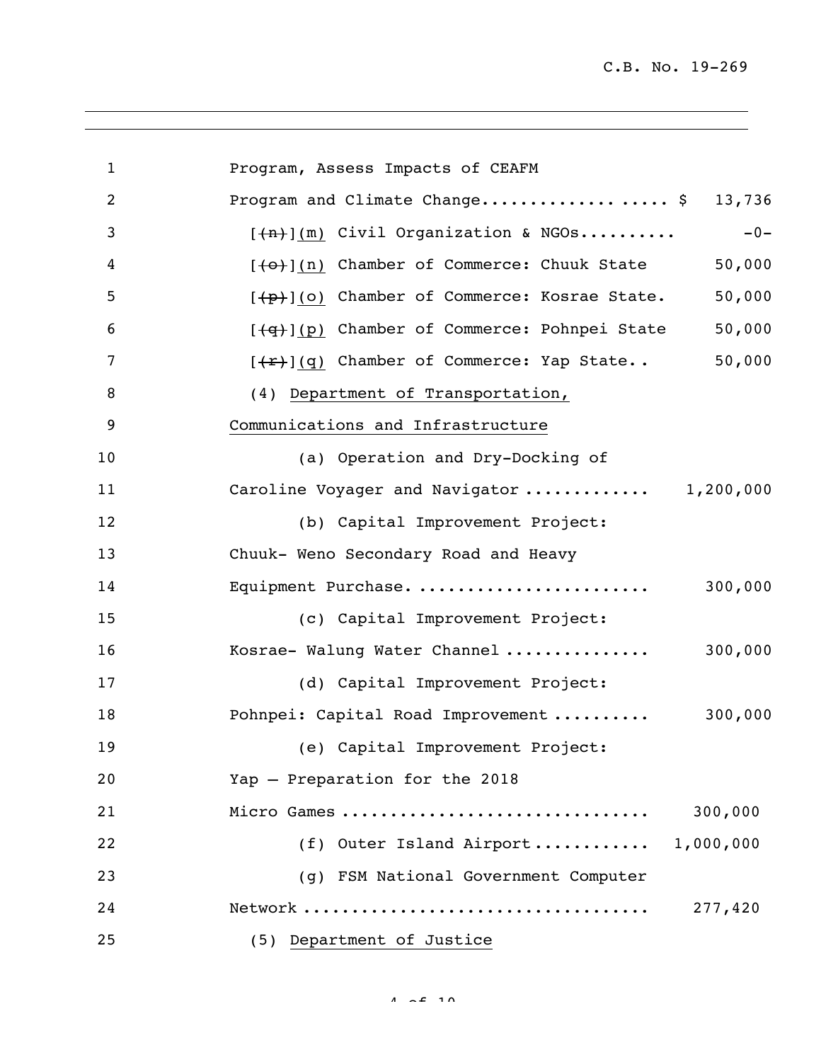Program, Assess Impacts of CEAFM

Program and Climate Change.................. ..... $ 13,736

[(n)](m) Civil Organization & NGOs.......... -0-

[(o)](n) Chamber of Commerce: Chuuk State 50,000

[(p)](o) Chamber of Commerce: Kosrae State. 50,000

[(q)](p) Chamber of Commerce: Pohnpei State 50,000

[(r)](q) Chamber of Commerce: Yap State.. 50,000

(4) Department of Transportation, Communications and Infrastructure

(a) Operation and Dry-Docking of Caroline Voyager and Navigator ............ 1,200,000

(b) Capital Improvement Project: Chuuk- Weno Secondary Road and Heavy Equipment Purchase. ....................... 300,000

(c) Capital Improvement Project: Kosrae- Walung Water Channel ............... 300,000

(d) Capital Improvement Project: Pohnpei: Capital Road Improvement .......... 300,000

(e) Capital Improvement Project: Yap – Preparation for the 2018 Micro Games ............................... 300,000

(f) Outer Island Airport ........... 1,000,000

(g) FSM National Government Computer Network .................................. 277,420

(5) Department of Justice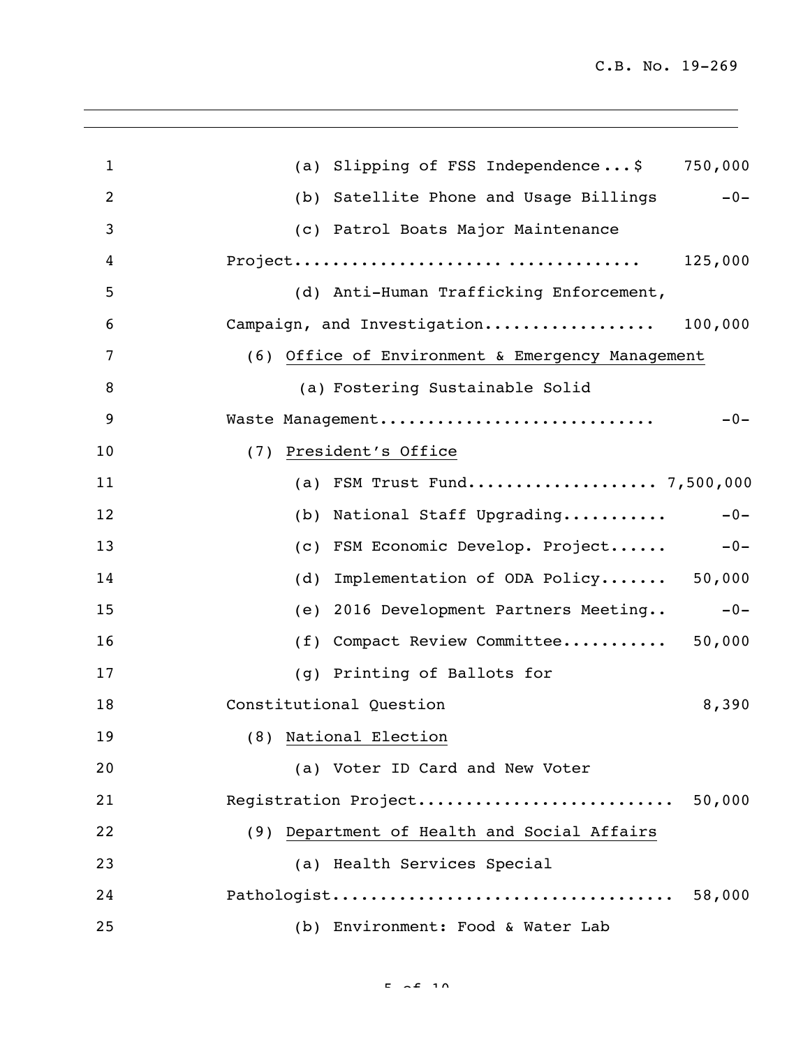(a) Slipping of FSS Independence...$ 750,000

(b) Satellite Phone and Usage Billings -0-

(c) Patrol Boats Major Maintenance Project.................................. 125,000

(d) Anti-Human Trafficking Enforcement, Campaign, and Investigation................. 100,000

(6) Office of Environment & Emergency Management

(a) Fostering Sustainable Solid Waste Management............................ -0-

(7) President's Office

(a) FSM Trust Fund................... 7,500,000

(b) National Staff Upgrading........... -0-

(c) FSM Economic Develop. Project...... -0-

(d) Implementation of ODA Policy....... 50,000

(e) 2016 Development Partners Meeting.. -0-

(f) Compact Review Committee........... 50,000

(g) Printing of Ballots for Constitutional Question 8,390

(8) National Election

(a) Voter ID Card and New Voter Registration Project.......................... 50,000

(9) Department of Health and Social Affairs

(a) Health Services Special Pathologist.................................. 58,000

(b) Environment: Food & Water Lab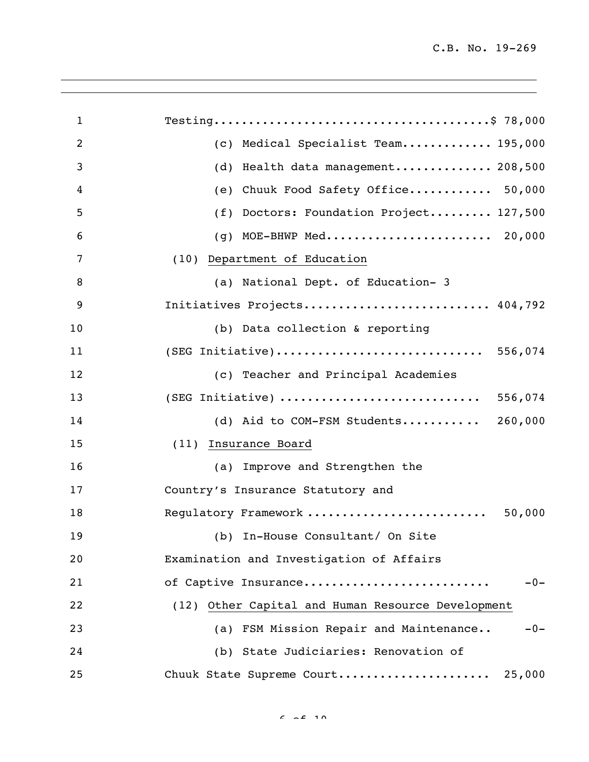Testing........................................$ 78,000

(c) Medical Specialist Team............ 195,000

(d) Health data management............. 208,500

(e) Chuuk Food Safety Office........... 50,000

(f) Doctors: Foundation Project......... 127,500

(g) MOE-BHWP Med....................... 20,000

(10) <u>Department of Education</u>

(a) National Dept. of Education- 3 Initiatives Projects.......................... 404,792

(b) Data collection & reporting (SEG Initiative)............................ 556,074

(c) Teacher and Principal Academies (SEG Initiative) ........................... 556,074

(d) Aid to COM-FSM Students........... 260,000

(11) <u>Insurance Board</u>

(a) Improve and Strengthen the Country's Insurance Statutory and Regulatory Framework ......................... 50,000

(b) In-House Consultant/ On Site Examination and Investigation of Affairs of Captive Insurance.......................... -0-

(12) <u>Other Capital and Human Resource Development</u>

(a) FSM Mission Repair and Maintenance.. -0-

(b) State Judiciaries: Renovation of Chuuk State Supreme Court..................... 25,000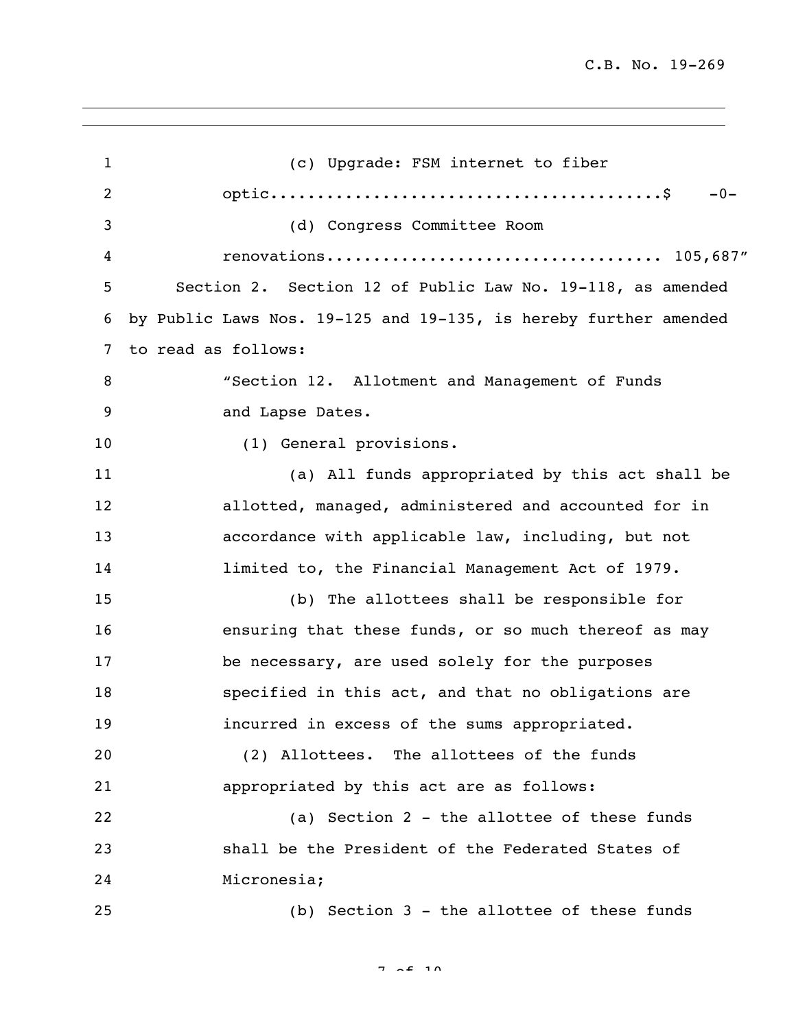(c) Upgrade: FSM internet to fiber optic.........................................$ -0-

(d) Congress Committee Room renovations.................................. 105,687"

Section 2. Section 12 of Public Law No. 19-118, as amended by Public Laws Nos. 19-125 and 19-135, is hereby further amended to read as follows:

"Section 12. Allotment and Management of Funds and Lapse Dates.

(1) General provisions.

(a) All funds appropriated by this act shall be allotted, managed, administered and accounted for in accordance with applicable law, including, but not limited to, the Financial Management Act of 1979.

(b) The allottees shall be responsible for ensuring that these funds, or so much thereof as may be necessary, are used solely for the purposes specified in this act, and that no obligations are incurred in excess of the sums appropriated.

(2) Allottees. The allottees of the funds appropriated by this act are as follows:

(a) Section 2 - the allottee of these funds shall be the President of the Federated States of Micronesia;

(b) Section 3 - the allottee of these funds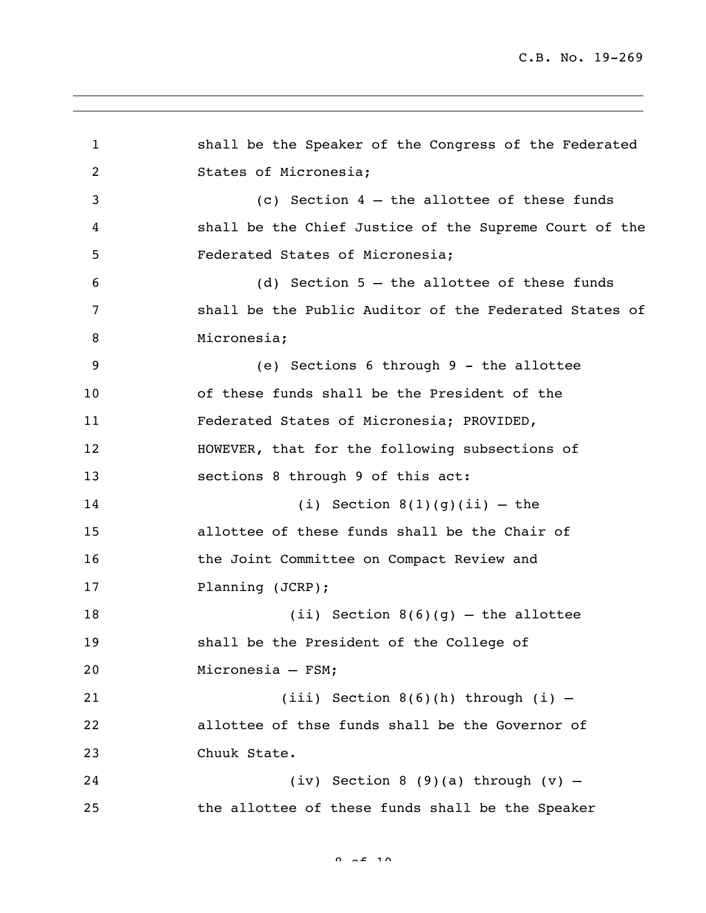shall be the Speaker of the Congress of the Federated States of Micronesia;

(c) Section 4 – the allottee of these funds shall be the Chief Justice of the Supreme Court of the Federated States of Micronesia;

(d) Section 5 – the allottee of these funds shall be the Public Auditor of the Federated States of Micronesia;

(e) Sections 6 through 9 - the allottee of these funds shall be the President of the Federated States of Micronesia; PROVIDED, HOWEVER, that for the following subsections of sections 8 through 9 of this act:

(i) Section 8(1)(g)(ii) – the allottee of these funds shall be the Chair of the Joint Committee on Compact Review and Planning (JCRP);

(ii) Section 8(6)(g) – the allottee shall be the President of the College of Micronesia – FSM;

(iii) Section 8(6)(h) through (i) – allottee of thse funds shall be the Governor of Chuuk State.

(iv) Section 8 (9)(a) through (v) – the allottee of these funds shall be the Speaker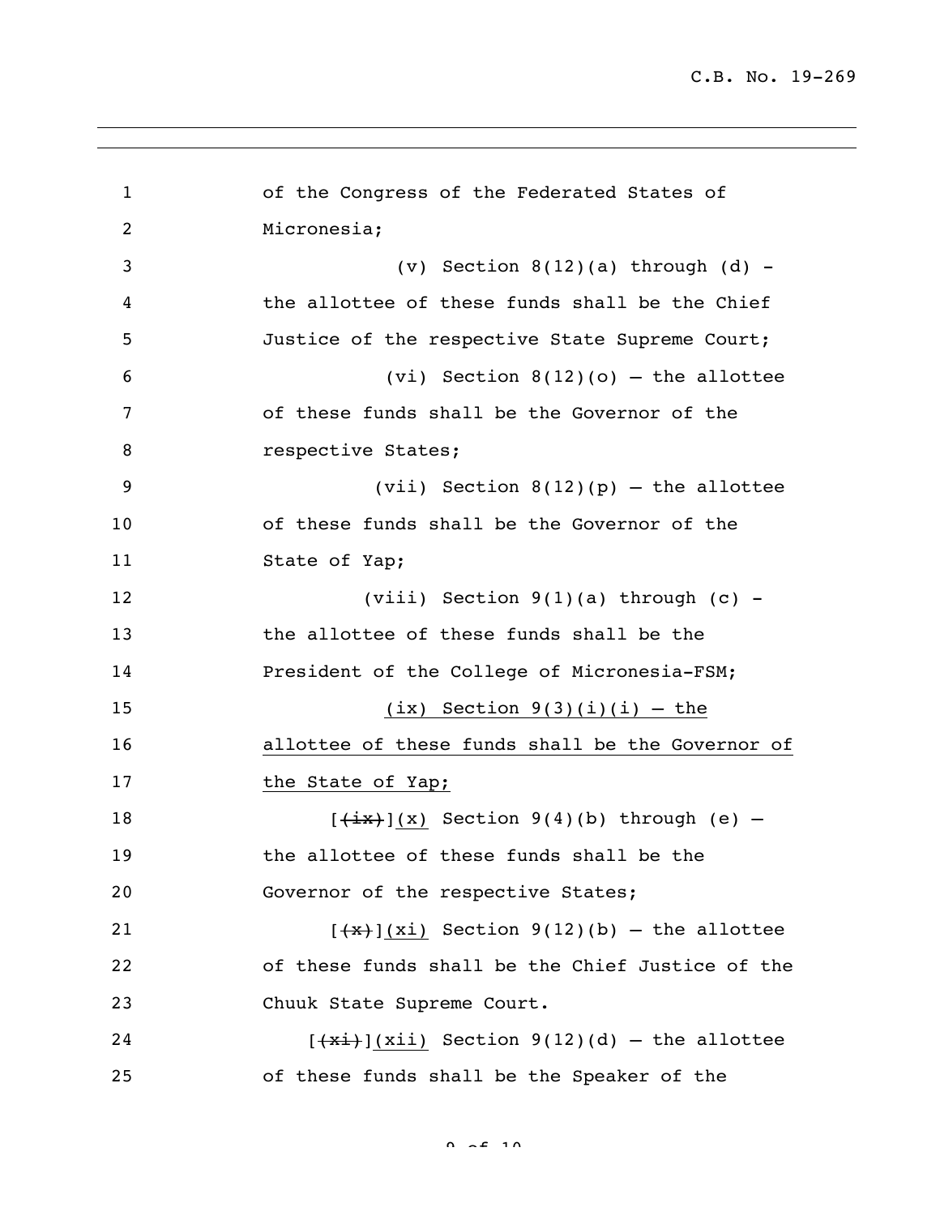of the Congress of the Federated States of Micronesia;

(v) Section 8(12)(a) through (d) - the allottee of these funds shall be the Chief Justice of the respective State Supreme Court;

(vi) Section 8(12)(o) – the allottee of these funds shall be the Governor of the respective States;

(vii) Section 8(12)(p) – the allottee of these funds shall be the Governor of the State of Yap;

(viii) Section 9(1)(a) through (c) - the allottee of these funds shall be the President of the College of Micronesia-FSM;

<u>(ix) Section 9(3)(i)(i) – the allottee of these funds shall be the Governor of the State of Yap;</u>

[~~(ix)~~]<u>(x)</u> Section 9(4)(b) through (e) – the allottee of these funds shall be the Governor of the respective States;

[~~(x)~~]<u>(xi)</u> Section 9(12)(b) – the allottee of these funds shall be the Chief Justice of the Chuuk State Supreme Court.

[~~(xi)~~]<u>(xii)</u> Section 9(12)(d) – the allottee of these funds shall be the Speaker of the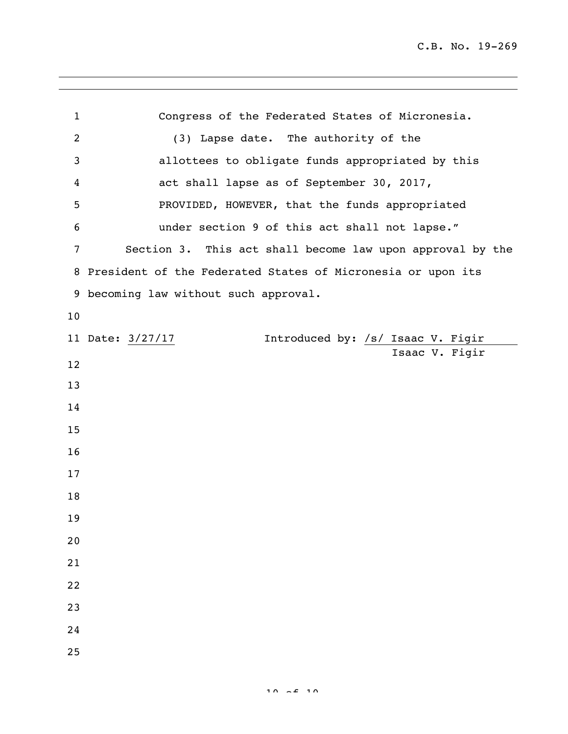Congress of the Federated States of Micronesia.

(3) Lapse date. The authority of the allottees to obligate funds appropriated by this act shall lapse as of September 30, 2017, PROVIDED, HOWEVER, that the funds appropriated under section 9 of this act shall not lapse."

Section 3. This act shall become law upon approval by the President of the Federated States of Micronesia or upon its becoming law without such approval.

Date: 3/27/17

Introduced by: /s/ Isaac V. Figir

Isaac V. Figir